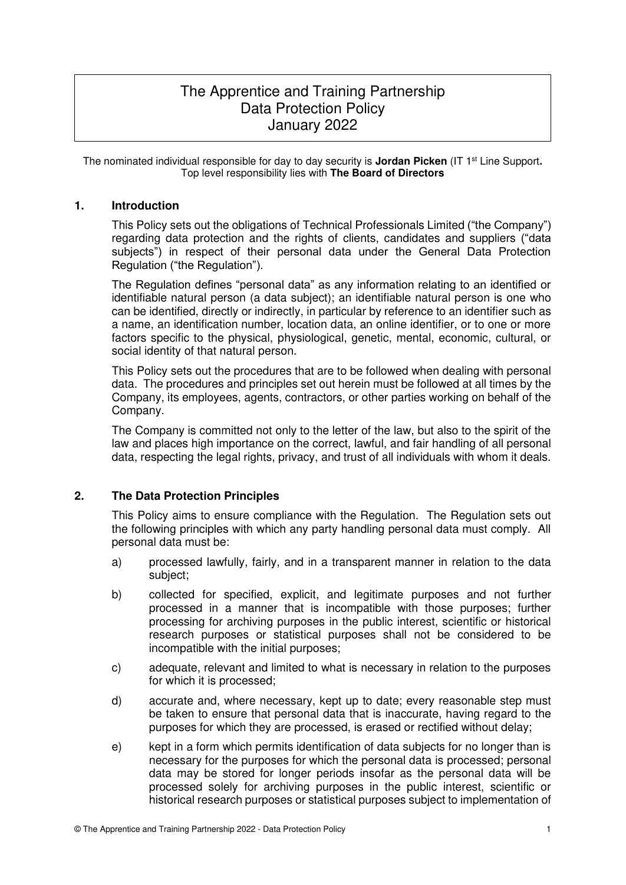# The Apprentice and Training Partnership
# Data Protection Policy
# January 2022

The nominated individual responsible for day to day security is **Jordan Picken** (IT 1st Line Support**.**
Top level responsibility lies with **The Board of Directors**

## 1. Introduction

This Policy sets out the obligations of Technical Professionals Limited ("the Company") regarding data protection and the rights of clients, candidates and suppliers ("data subjects") in respect of their personal data under the General Data Protection Regulation ("the Regulation").

The Regulation defines "personal data" as any information relating to an identified or identifiable natural person (a data subject); an identifiable natural person is one who can be identified, directly or indirectly, in particular by reference to an identifier such as a name, an identification number, location data, an online identifier, or to one or more factors specific to the physical, physiological, genetic, mental, economic, cultural, or social identity of that natural person.

This Policy sets out the procedures that are to be followed when dealing with personal data. The procedures and principles set out herein must be followed at all times by the Company, its employees, agents, contractors, or other parties working on behalf of the Company.

The Company is committed not only to the letter of the law, but also to the spirit of the law and places high importance on the correct, lawful, and fair handling of all personal data, respecting the legal rights, privacy, and trust of all individuals with whom it deals.

## 2. The Data Protection Principles

This Policy aims to ensure compliance with the Regulation. The Regulation sets out the following principles with which any party handling personal data must comply. All personal data must be:

a) processed lawfully, fairly, and in a transparent manner in relation to the data subject;

b) collected for specified, explicit, and legitimate purposes and not further processed in a manner that is incompatible with those purposes; further processing for archiving purposes in the public interest, scientific or historical research purposes or statistical purposes shall not be considered to be incompatible with the initial purposes;

c) adequate, relevant and limited to what is necessary in relation to the purposes for which it is processed;

d) accurate and, where necessary, kept up to date; every reasonable step must be taken to ensure that personal data that is inaccurate, having regard to the purposes for which they are processed, is erased or rectified without delay;

e) kept in a form which permits identification of data subjects for no longer than is necessary for the purposes for which the personal data is processed; personal data may be stored for longer periods insofar as the personal data will be processed solely for archiving purposes in the public interest, scientific or historical research purposes or statistical purposes subject to implementation of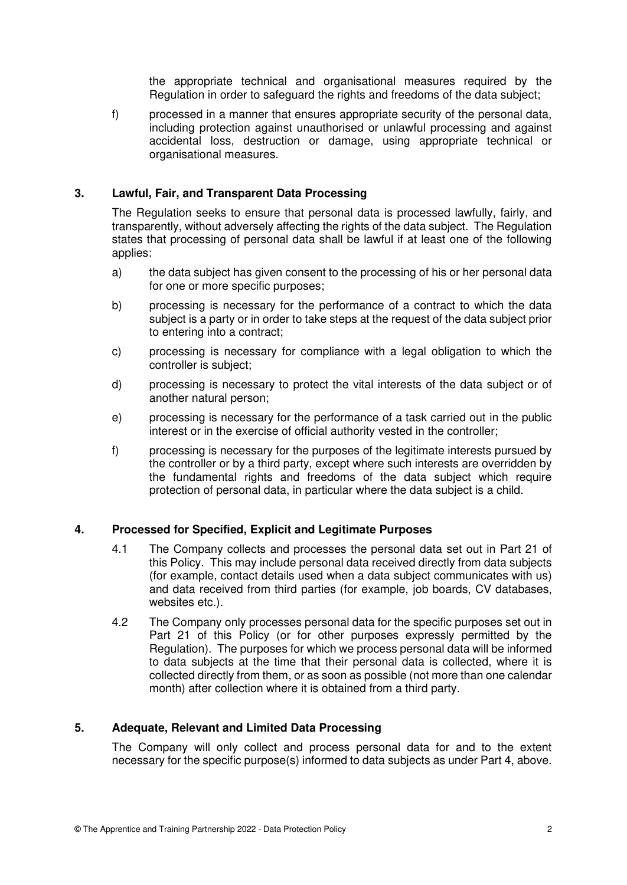the appropriate technical and organisational measures required by the Regulation in order to safeguard the rights and freedoms of the data subject;

f) processed in a manner that ensures appropriate security of the personal data, including protection against unauthorised or unlawful processing and against accidental loss, destruction or damage, using appropriate technical or organisational measures.

## 3. Lawful, Fair, and Transparent Data Processing

The Regulation seeks to ensure that personal data is processed lawfully, fairly, and transparently, without adversely affecting the rights of the data subject. The Regulation states that processing of personal data shall be lawful if at least one of the following applies:

a) the data subject has given consent to the processing of his or her personal data for one or more specific purposes;

b) processing is necessary for the performance of a contract to which the data subject is a party or in order to take steps at the request of the data subject prior to entering into a contract;

c) processing is necessary for compliance with a legal obligation to which the controller is subject;

d) processing is necessary to protect the vital interests of the data subject or of another natural person;

e) processing is necessary for the performance of a task carried out in the public interest or in the exercise of official authority vested in the controller;

f) processing is necessary for the purposes of the legitimate interests pursued by the controller or by a third party, except where such interests are overridden by the fundamental rights and freedoms of the data subject which require protection of personal data, in particular where the data subject is a child.

## 4. Processed for Specified, Explicit and Legitimate Purposes

4.1 The Company collects and processes the personal data set out in Part 21 of this Policy. This may include personal data received directly from data subjects (for example, contact details used when a data subject communicates with us) and data received from third parties (for example, job boards, CV databases, websites etc.).

4.2 The Company only processes personal data for the specific purposes set out in Part 21 of this Policy (or for other purposes expressly permitted by the Regulation). The purposes for which we process personal data will be informed to data subjects at the time that their personal data is collected, where it is collected directly from them, or as soon as possible (not more than one calendar month) after collection where it is obtained from a third party.

## 5. Adequate, Relevant and Limited Data Processing

The Company will only collect and process personal data for and to the extent necessary for the specific purpose(s) informed to data subjects as under Part 4, above.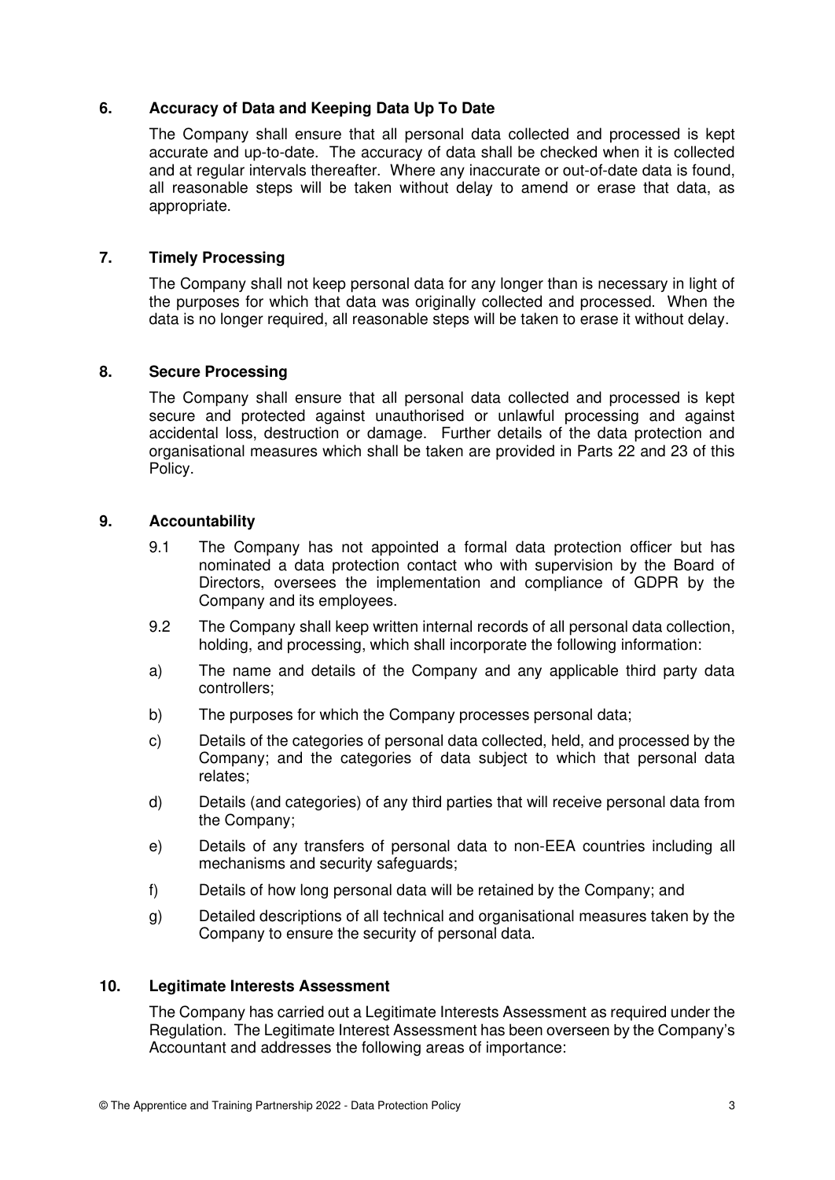## 6. Accuracy of Data and Keeping Data Up To Date

The Company shall ensure that all personal data collected and processed is kept accurate and up-to-date. The accuracy of data shall be checked when it is collected and at regular intervals thereafter. Where any inaccurate or out-of-date data is found, all reasonable steps will be taken without delay to amend or erase that data, as appropriate.

## 7. Timely Processing

The Company shall not keep personal data for any longer than is necessary in light of the purposes for which that data was originally collected and processed. When the data is no longer required, all reasonable steps will be taken to erase it without delay.

## 8. Secure Processing

The Company shall ensure that all personal data collected and processed is kept secure and protected against unauthorised or unlawful processing and against accidental loss, destruction or damage. Further details of the data protection and organisational measures which shall be taken are provided in Parts 22 and 23 of this Policy.

## 9. Accountability

9.1 The Company has not appointed a formal data protection officer but has nominated a data protection contact who with supervision by the Board of Directors, oversees the implementation and compliance of GDPR by the Company and its employees.

9.2 The Company shall keep written internal records of all personal data collection, holding, and processing, which shall incorporate the following information:

a) The name and details of the Company and any applicable third party data controllers;

b) The purposes for which the Company processes personal data;

c) Details of the categories of personal data collected, held, and processed by the Company; and the categories of data subject to which that personal data relates;

d) Details (and categories) of any third parties that will receive personal data from the Company;

e) Details of any transfers of personal data to non-EEA countries including all mechanisms and security safeguards;

f) Details of how long personal data will be retained by the Company; and

g) Detailed descriptions of all technical and organisational measures taken by the Company to ensure the security of personal data.

## 10. Legitimate Interests Assessment

The Company has carried out a Legitimate Interests Assessment as required under the Regulation. The Legitimate Interest Assessment has been overseen by the Company's Accountant and addresses the following areas of importance: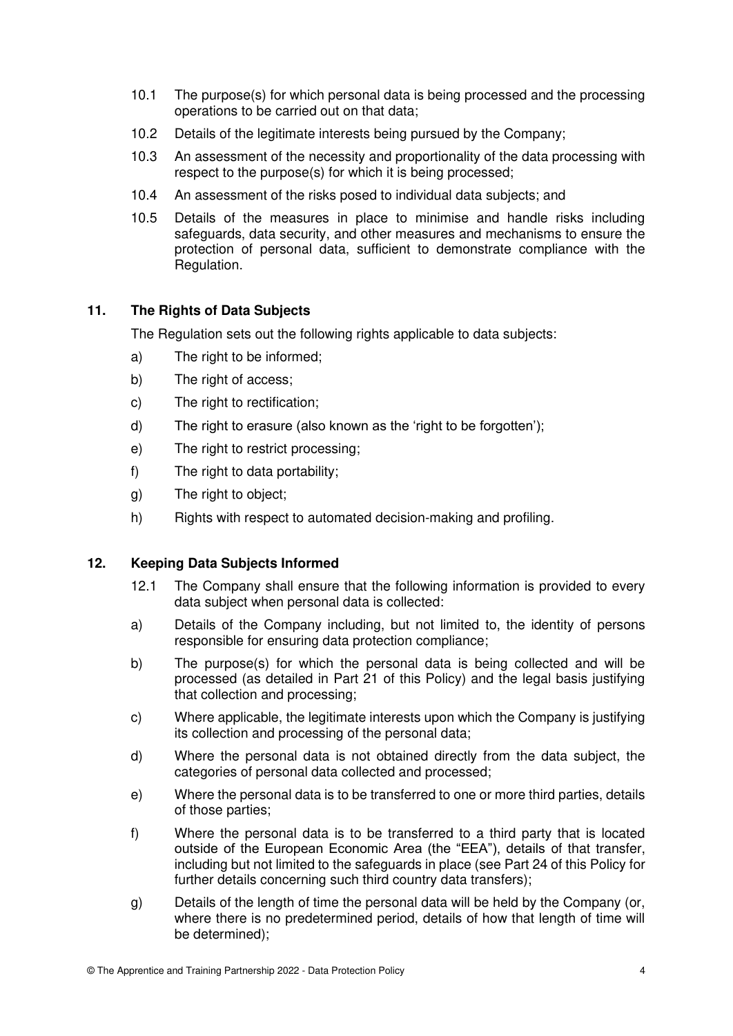10.1 The purpose(s) for which personal data is being processed and the processing operations to be carried out on that data;

10.2 Details of the legitimate interests being pursued by the Company;

10.3 An assessment of the necessity and proportionality of the data processing with respect to the purpose(s) for which it is being processed;

10.4 An assessment of the risks posed to individual data subjects; and

10.5 Details of the measures in place to minimise and handle risks including safeguards, data security, and other measures and mechanisms to ensure the protection of personal data, sufficient to demonstrate compliance with the Regulation.

## 11. The Rights of Data Subjects

The Regulation sets out the following rights applicable to data subjects:

a) The right to be informed;

b) The right of access;

c) The right to rectification;

d) The right to erasure (also known as the 'right to be forgotten');

e) The right to restrict processing;

f) The right to data portability;

g) The right to object;

h) Rights with respect to automated decision-making and profiling.

## 12. Keeping Data Subjects Informed

12.1 The Company shall ensure that the following information is provided to every data subject when personal data is collected:

a) Details of the Company including, but not limited to, the identity of persons responsible for ensuring data protection compliance;

b) The purpose(s) for which the personal data is being collected and will be processed (as detailed in Part 21 of this Policy) and the legal basis justifying that collection and processing;

c) Where applicable, the legitimate interests upon which the Company is justifying its collection and processing of the personal data;

d) Where the personal data is not obtained directly from the data subject, the categories of personal data collected and processed;

e) Where the personal data is to be transferred to one or more third parties, details of those parties;

f) Where the personal data is to be transferred to a third party that is located outside of the European Economic Area (the "EEA"), details of that transfer, including but not limited to the safeguards in place (see Part 24 of this Policy for further details concerning such third country data transfers);

g) Details of the length of time the personal data will be held by the Company (or, where there is no predetermined period, details of how that length of time will be determined);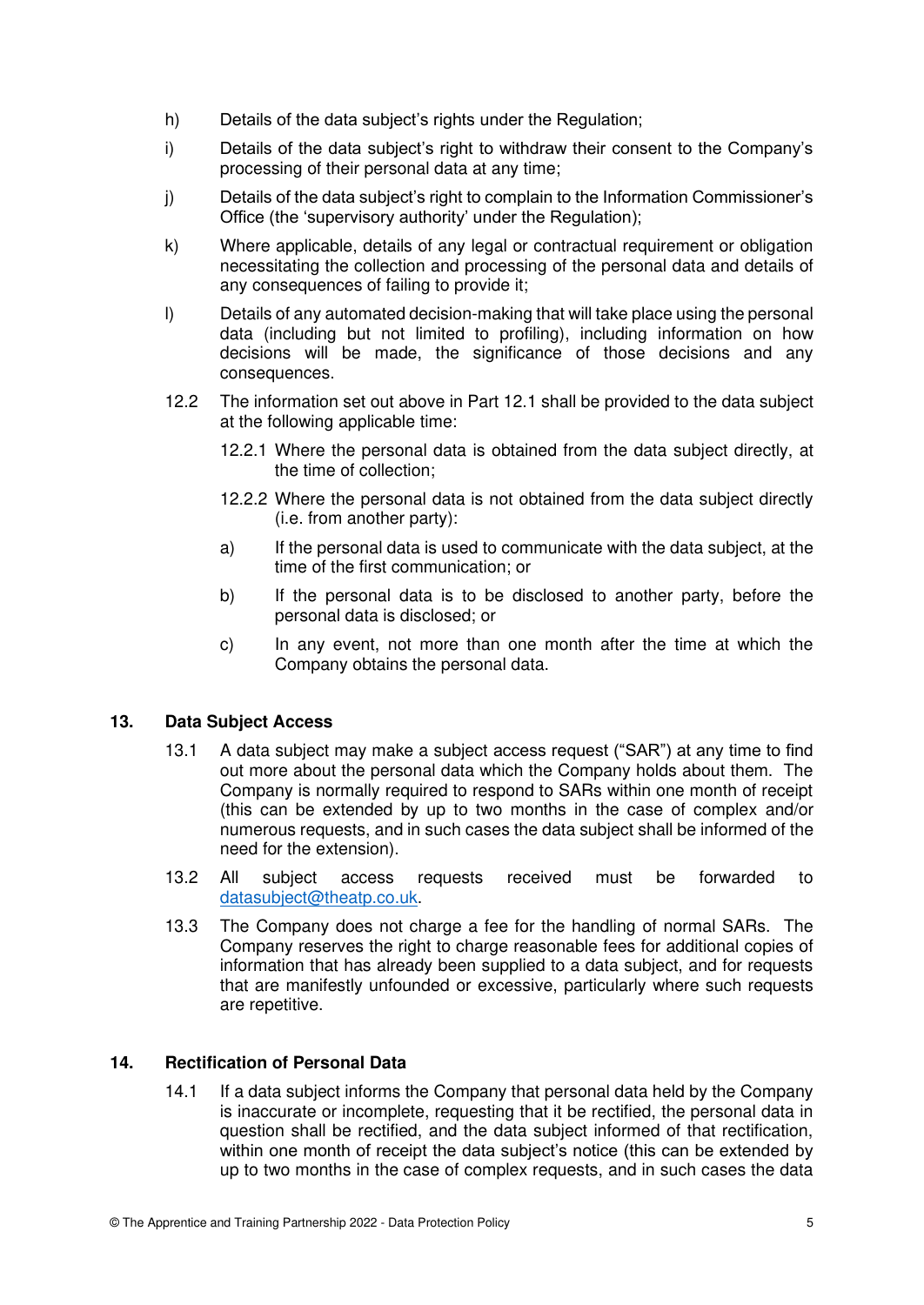h) Details of the data subject's rights under the Regulation;

i) Details of the data subject's right to withdraw their consent to the Company's processing of their personal data at any time;

j) Details of the data subject's right to complain to the Information Commissioner's Office (the 'supervisory authority' under the Regulation);

k) Where applicable, details of any legal or contractual requirement or obligation necessitating the collection and processing of the personal data and details of any consequences of failing to provide it;

l) Details of any automated decision-making that will take place using the personal data (including but not limited to profiling), including information on how decisions will be made, the significance of those decisions and any consequences.

12.2 The information set out above in Part 12.1 shall be provided to the data subject at the following applicable time:

12.2.1 Where the personal data is obtained from the data subject directly, at the time of collection;

12.2.2 Where the personal data is not obtained from the data subject directly (i.e. from another party):

a) If the personal data is used to communicate with the data subject, at the time of the first communication; or

b) If the personal data is to be disclosed to another party, before the personal data is disclosed; or

c) In any event, not more than one month after the time at which the Company obtains the personal data.

## 13. Data Subject Access

13.1 A data subject may make a subject access request ("SAR") at any time to find out more about the personal data which the Company holds about them. The Company is normally required to respond to SARs within one month of receipt (this can be extended by up to two months in the case of complex and/or numerous requests, and in such cases the data subject shall be informed of the need for the extension).

13.2 All subject access requests received must be forwarded to datasubject@theatp.co.uk.

13.3 The Company does not charge a fee for the handling of normal SARs. The Company reserves the right to charge reasonable fees for additional copies of information that has already been supplied to a data subject, and for requests that are manifestly unfounded or excessive, particularly where such requests are repetitive.

## 14. Rectification of Personal Data

14.1 If a data subject informs the Company that personal data held by the Company is inaccurate or incomplete, requesting that it be rectified, the personal data in question shall be rectified, and the data subject informed of that rectification, within one month of receipt the data subject's notice (this can be extended by up to two months in the case of complex requests, and in such cases the data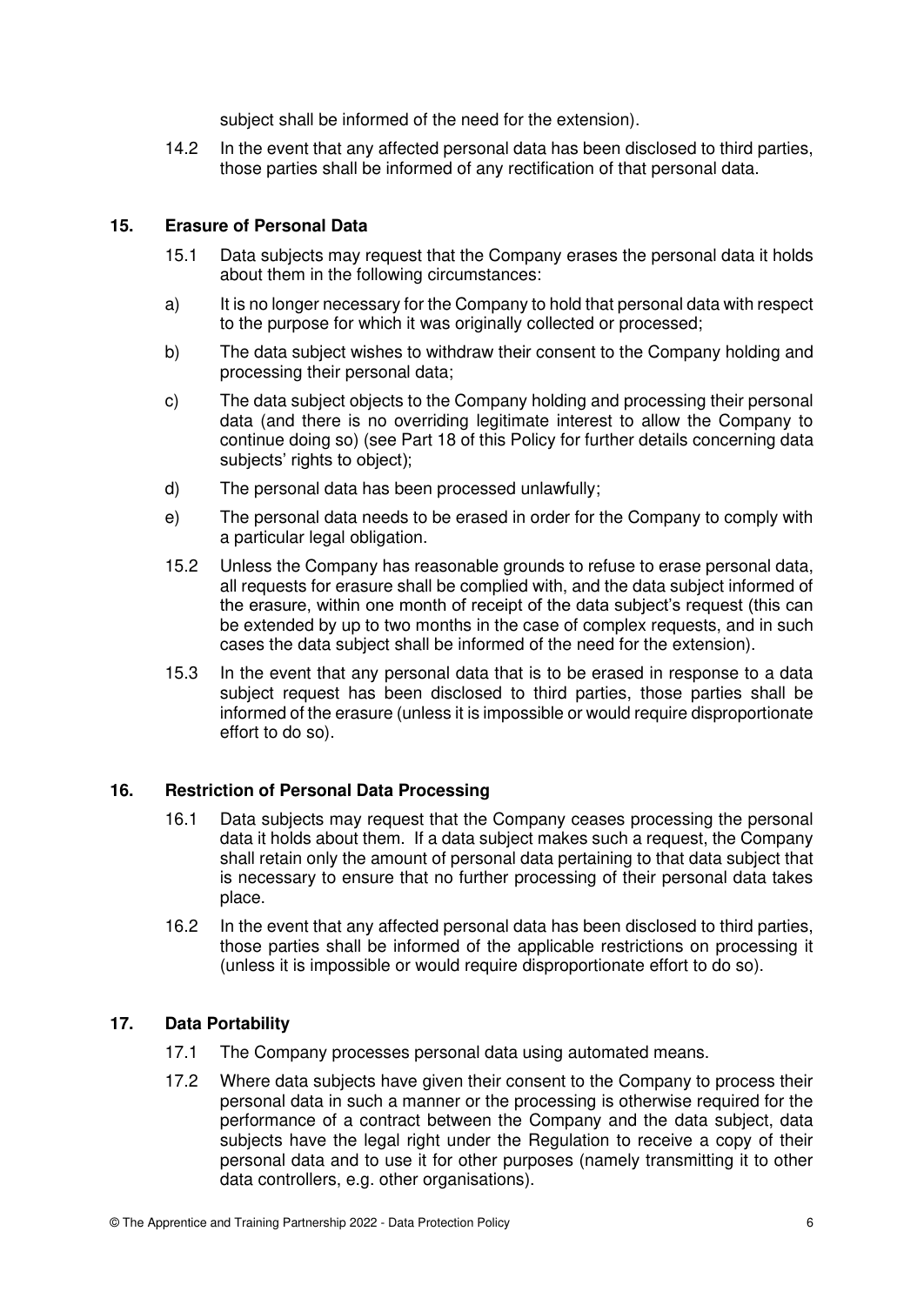subject shall be informed of the need for the extension).

14.2 In the event that any affected personal data has been disclosed to third parties, those parties shall be informed of any rectification of that personal data.

## 15. Erasure of Personal Data

15.1 Data subjects may request that the Company erases the personal data it holds about them in the following circumstances:

a) It is no longer necessary for the Company to hold that personal data with respect to the purpose for which it was originally collected or processed;

b) The data subject wishes to withdraw their consent to the Company holding and processing their personal data;

c) The data subject objects to the Company holding and processing their personal data (and there is no overriding legitimate interest to allow the Company to continue doing so) (see Part 18 of this Policy for further details concerning data subjects' rights to object);

d) The personal data has been processed unlawfully;

e) The personal data needs to be erased in order for the Company to comply with a particular legal obligation.

15.2 Unless the Company has reasonable grounds to refuse to erase personal data, all requests for erasure shall be complied with, and the data subject informed of the erasure, within one month of receipt of the data subject's request (this can be extended by up to two months in the case of complex requests, and in such cases the data subject shall be informed of the need for the extension).

15.3 In the event that any personal data that is to be erased in response to a data subject request has been disclosed to third parties, those parties shall be informed of the erasure (unless it is impossible or would require disproportionate effort to do so).

## 16. Restriction of Personal Data Processing

16.1 Data subjects may request that the Company ceases processing the personal data it holds about them. If a data subject makes such a request, the Company shall retain only the amount of personal data pertaining to that data subject that is necessary to ensure that no further processing of their personal data takes place.

16.2 In the event that any affected personal data has been disclosed to third parties, those parties shall be informed of the applicable restrictions on processing it (unless it is impossible or would require disproportionate effort to do so).

## 17. Data Portability

17.1 The Company processes personal data using automated means.

17.2 Where data subjects have given their consent to the Company to process their personal data in such a manner or the processing is otherwise required for the performance of a contract between the Company and the data subject, data subjects have the legal right under the Regulation to receive a copy of their personal data and to use it for other purposes (namely transmitting it to other data controllers, e.g. other organisations).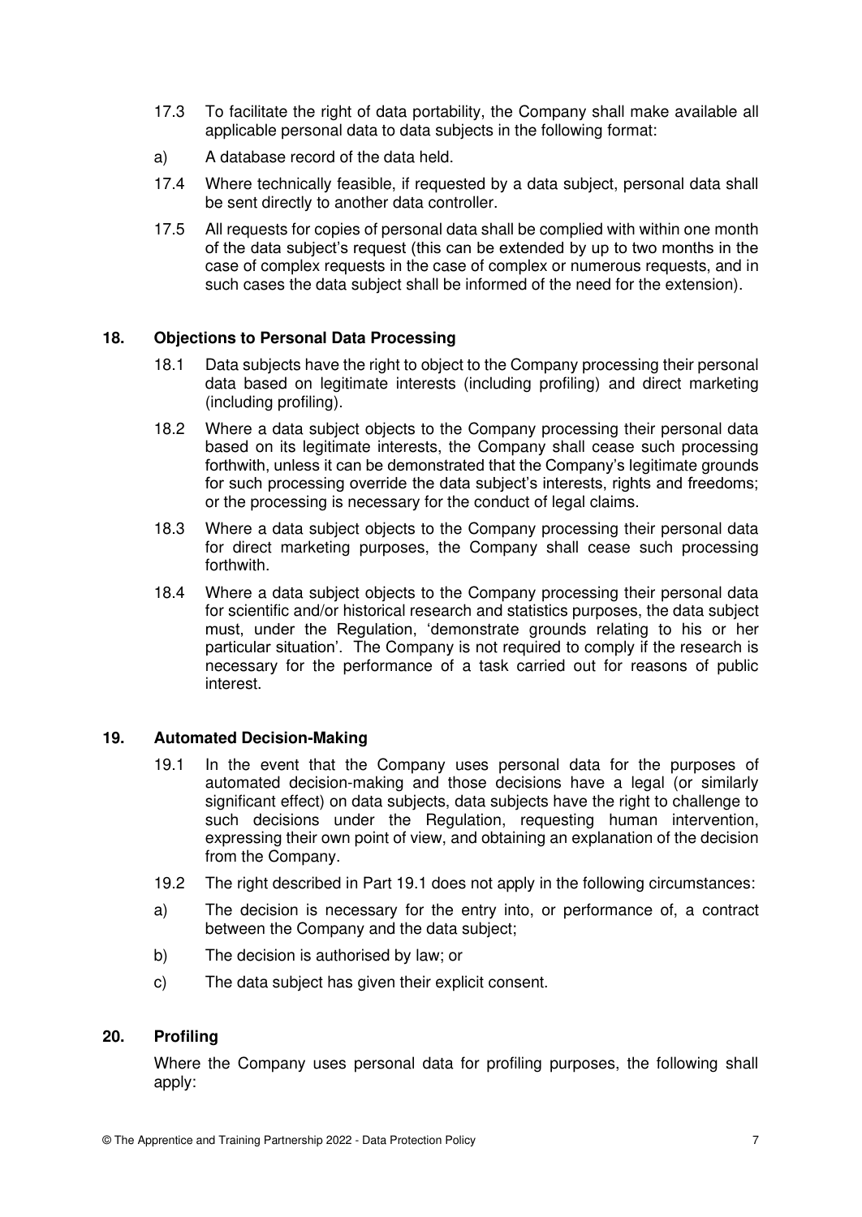17.3 To facilitate the right of data portability, the Company shall make available all applicable personal data to data subjects in the following format:

a) A database record of the data held.

17.4 Where technically feasible, if requested by a data subject, personal data shall be sent directly to another data controller.

17.5 All requests for copies of personal data shall be complied with within one month of the data subject's request (this can be extended by up to two months in the case of complex requests in the case of complex or numerous requests, and in such cases the data subject shall be informed of the need for the extension).

## 18. Objections to Personal Data Processing

18.1 Data subjects have the right to object to the Company processing their personal data based on legitimate interests (including profiling) and direct marketing (including profiling).

18.2 Where a data subject objects to the Company processing their personal data based on its legitimate interests, the Company shall cease such processing forthwith, unless it can be demonstrated that the Company's legitimate grounds for such processing override the data subject's interests, rights and freedoms; or the processing is necessary for the conduct of legal claims.

18.3 Where a data subject objects to the Company processing their personal data for direct marketing purposes, the Company shall cease such processing forthwith.

18.4 Where a data subject objects to the Company processing their personal data for scientific and/or historical research and statistics purposes, the data subject must, under the Regulation, 'demonstrate grounds relating to his or her particular situation'. The Company is not required to comply if the research is necessary for the performance of a task carried out for reasons of public interest.

## 19. Automated Decision-Making

19.1 In the event that the Company uses personal data for the purposes of automated decision-making and those decisions have a legal (or similarly significant effect) on data subjects, data subjects have the right to challenge to such decisions under the Regulation, requesting human intervention, expressing their own point of view, and obtaining an explanation of the decision from the Company.

19.2 The right described in Part 19.1 does not apply in the following circumstances:

a) The decision is necessary for the entry into, or performance of, a contract between the Company and the data subject;

b) The decision is authorised by law; or

c) The data subject has given their explicit consent.

## 20. Profiling

Where the Company uses personal data for profiling purposes, the following shall apply: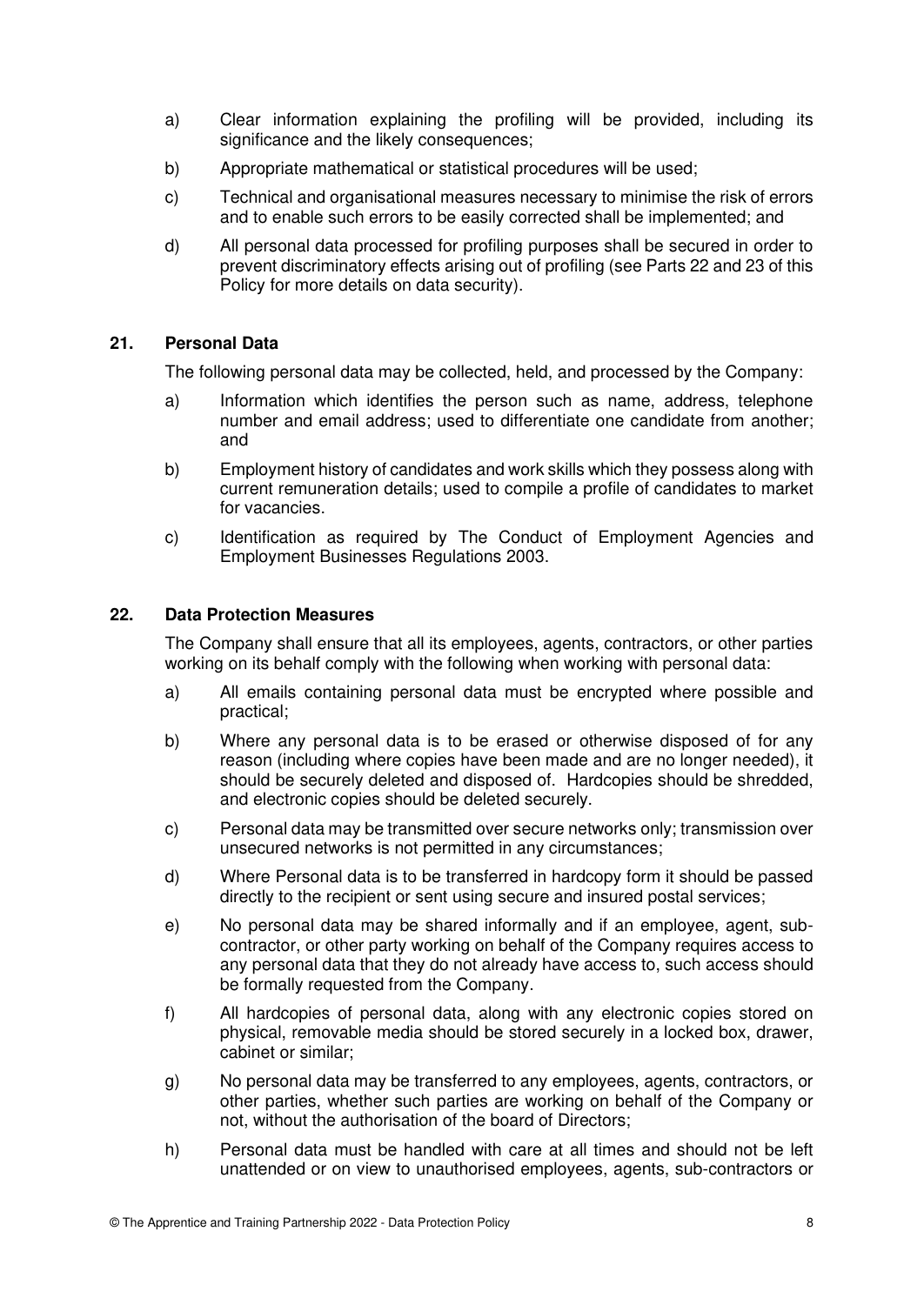a) Clear information explaining the profiling will be provided, including its significance and the likely consequences;

b) Appropriate mathematical or statistical procedures will be used;

c) Technical and organisational measures necessary to minimise the risk of errors and to enable such errors to be easily corrected shall be implemented; and

d) All personal data processed for profiling purposes shall be secured in order to prevent discriminatory effects arising out of profiling (see Parts 22 and 23 of this Policy for more details on data security).

## 21. Personal Data

The following personal data may be collected, held, and processed by the Company:

a) Information which identifies the person such as name, address, telephone number and email address; used to differentiate one candidate from another; and

b) Employment history of candidates and work skills which they possess along with current remuneration details; used to compile a profile of candidates to market for vacancies.

c) Identification as required by The Conduct of Employment Agencies and Employment Businesses Regulations 2003.

## 22. Data Protection Measures

The Company shall ensure that all its employees, agents, contractors, or other parties working on its behalf comply with the following when working with personal data:

a) All emails containing personal data must be encrypted where possible and practical;

b) Where any personal data is to be erased or otherwise disposed of for any reason (including where copies have been made and are no longer needed), it should be securely deleted and disposed of. Hardcopies should be shredded, and electronic copies should be deleted securely.

c) Personal data may be transmitted over secure networks only; transmission over unsecured networks is not permitted in any circumstances;

d) Where Personal data is to be transferred in hardcopy form it should be passed directly to the recipient or sent using secure and insured postal services;

e) No personal data may be shared informally and if an employee, agent, sub-contractor, or other party working on behalf of the Company requires access to any personal data that they do not already have access to, such access should be formally requested from the Company.

f) All hardcopies of personal data, along with any electronic copies stored on physical, removable media should be stored securely in a locked box, drawer, cabinet or similar;

g) No personal data may be transferred to any employees, agents, contractors, or other parties, whether such parties are working on behalf of the Company or not, without the authorisation of the board of Directors;

h) Personal data must be handled with care at all times and should not be left unattended or on view to unauthorised employees, agents, sub-contractors or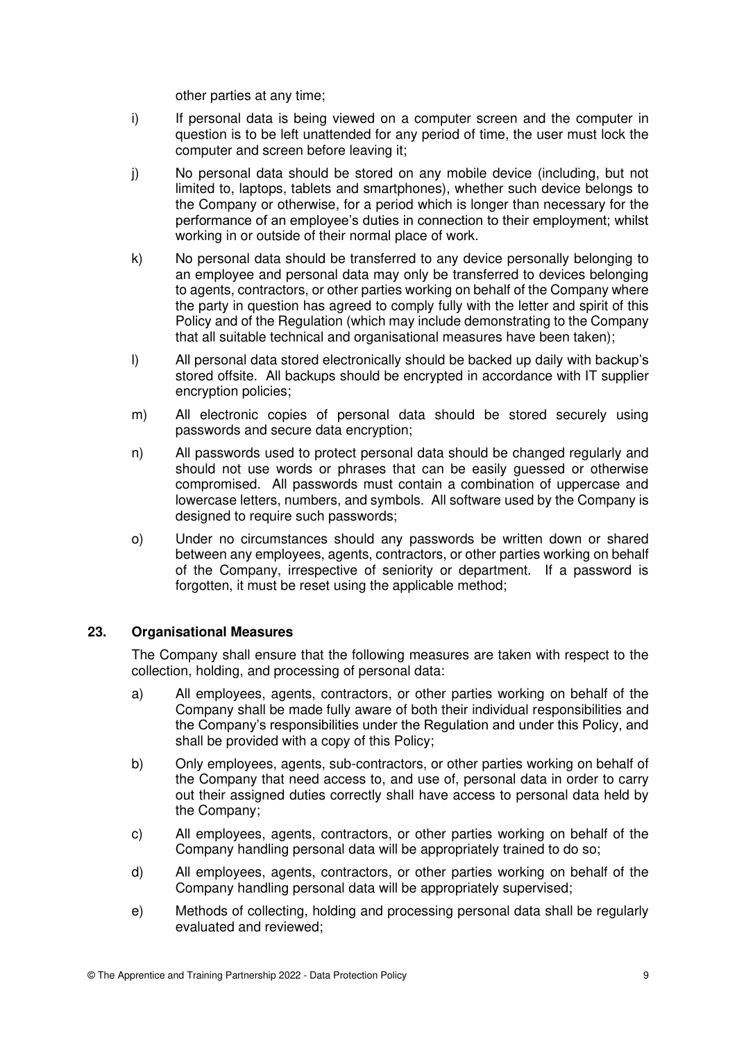other parties at any time;

i) If personal data is being viewed on a computer screen and the computer in question is to be left unattended for any period of time, the user must lock the computer and screen before leaving it;

j) No personal data should be stored on any mobile device (including, but not limited to, laptops, tablets and smartphones), whether such device belongs to the Company or otherwise, for a period which is longer than necessary for the performance of an employee's duties in connection to their employment; whilst working in or outside of their normal place of work.

k) No personal data should be transferred to any device personally belonging to an employee and personal data may only be transferred to devices belonging to agents, contractors, or other parties working on behalf of the Company where the party in question has agreed to comply fully with the letter and spirit of this Policy and of the Regulation (which may include demonstrating to the Company that all suitable technical and organisational measures have been taken);

l) All personal data stored electronically should be backed up daily with backup's stored offsite. All backups should be encrypted in accordance with IT supplier encryption policies;

m) All electronic copies of personal data should be stored securely using passwords and secure data encryption;

n) All passwords used to protect personal data should be changed regularly and should not use words or phrases that can be easily guessed or otherwise compromised. All passwords must contain a combination of uppercase and lowercase letters, numbers, and symbols. All software used by the Company is designed to require such passwords;

o) Under no circumstances should any passwords be written down or shared between any employees, agents, contractors, or other parties working on behalf of the Company, irrespective of seniority or department. If a password is forgotten, it must be reset using the applicable method;

## 23. Organisational Measures

The Company shall ensure that the following measures are taken with respect to the collection, holding, and processing of personal data:

a) All employees, agents, contractors, or other parties working on behalf of the Company shall be made fully aware of both their individual responsibilities and the Company's responsibilities under the Regulation and under this Policy, and shall be provided with a copy of this Policy;

b) Only employees, agents, sub-contractors, or other parties working on behalf of the Company that need access to, and use of, personal data in order to carry out their assigned duties correctly shall have access to personal data held by the Company;

c) All employees, agents, contractors, or other parties working on behalf of the Company handling personal data will be appropriately trained to do so;

d) All employees, agents, contractors, or other parties working on behalf of the Company handling personal data will be appropriately supervised;

e) Methods of collecting, holding and processing personal data shall be regularly evaluated and reviewed;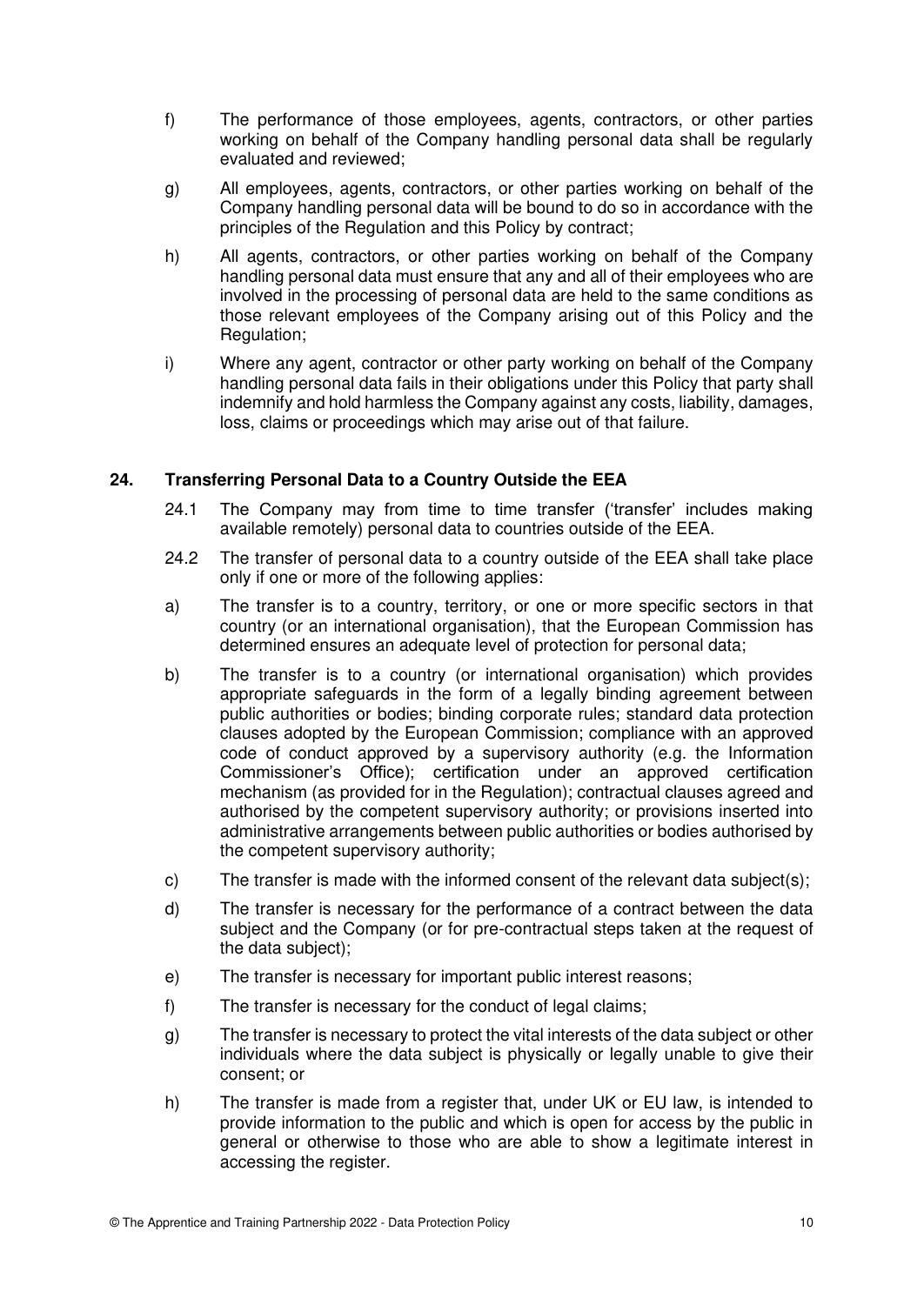f) The performance of those employees, agents, contractors, or other parties working on behalf of the Company handling personal data shall be regularly evaluated and reviewed;

g) All employees, agents, contractors, or other parties working on behalf of the Company handling personal data will be bound to do so in accordance with the principles of the Regulation and this Policy by contract;

h) All agents, contractors, or other parties working on behalf of the Company handling personal data must ensure that any and all of their employees who are involved in the processing of personal data are held to the same conditions as those relevant employees of the Company arising out of this Policy and the Regulation;

i) Where any agent, contractor or other party working on behalf of the Company handling personal data fails in their obligations under this Policy that party shall indemnify and hold harmless the Company against any costs, liability, damages, loss, claims or proceedings which may arise out of that failure.

## 24. Transferring Personal Data to a Country Outside the EEA

24.1 The Company may from time to time transfer ('transfer' includes making available remotely) personal data to countries outside of the EEA.

24.2 The transfer of personal data to a country outside of the EEA shall take place only if one or more of the following applies:

a) The transfer is to a country, territory, or one or more specific sectors in that country (or an international organisation), that the European Commission has determined ensures an adequate level of protection for personal data;

b) The transfer is to a country (or international organisation) which provides appropriate safeguards in the form of a legally binding agreement between public authorities or bodies; binding corporate rules; standard data protection clauses adopted by the European Commission; compliance with an approved code of conduct approved by a supervisory authority (e.g. the Information Commissioner's Office); certification under an approved certification mechanism (as provided for in the Regulation); contractual clauses agreed and authorised by the competent supervisory authority; or provisions inserted into administrative arrangements between public authorities or bodies authorised by the competent supervisory authority;

c) The transfer is made with the informed consent of the relevant data subject(s);

d) The transfer is necessary for the performance of a contract between the data subject and the Company (or for pre-contractual steps taken at the request of the data subject);

e) The transfer is necessary for important public interest reasons;

f) The transfer is necessary for the conduct of legal claims;

g) The transfer is necessary to protect the vital interests of the data subject or other individuals where the data subject is physically or legally unable to give their consent; or

h) The transfer is made from a register that, under UK or EU law, is intended to provide information to the public and which is open for access by the public in general or otherwise to those who are able to show a legitimate interest in accessing the register.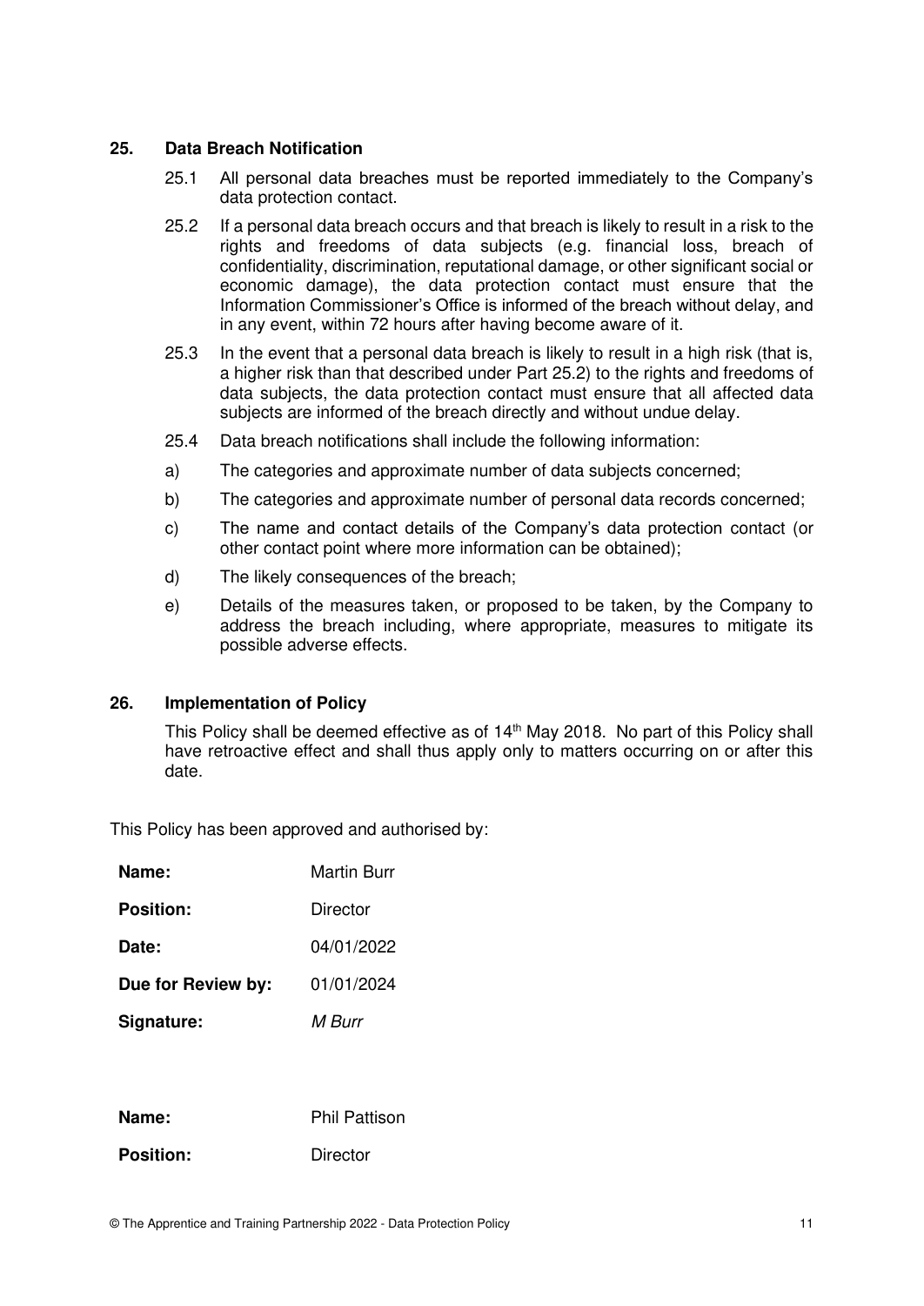## 25. Data Breach Notification

25.1 All personal data breaches must be reported immediately to the Company's data protection contact.

25.2 If a personal data breach occurs and that breach is likely to result in a risk to the rights and freedoms of data subjects (e.g. financial loss, breach of confidentiality, discrimination, reputational damage, or other significant social or economic damage), the data protection contact must ensure that the Information Commissioner's Office is informed of the breach without delay, and in any event, within 72 hours after having become aware of it.

25.3 In the event that a personal data breach is likely to result in a high risk (that is, a higher risk than that described under Part 25.2) to the rights and freedoms of data subjects, the data protection contact must ensure that all affected data subjects are informed of the breach directly and without undue delay.

25.4 Data breach notifications shall include the following information:

a) The categories and approximate number of data subjects concerned;

b) The categories and approximate number of personal data records concerned;

c) The name and contact details of the Company's data protection contact (or other contact point where more information can be obtained);

d) The likely consequences of the breach;

e) Details of the measures taken, or proposed to be taken, by the Company to address the breach including, where appropriate, measures to mitigate its possible adverse effects.

## 26. Implementation of Policy

This Policy shall be deemed effective as of 14th May 2018. No part of this Policy shall have retroactive effect and shall thus apply only to matters occurring on or after this date.

This Policy has been approved and authorised by:

**Name:** Martin Burr

**Position:** Director

**Date:** 04/01/2022

**Due for Review by:** 01/01/2024

**Signature:** *M Burr*

**Name:** Phil Pattison

**Position:** Director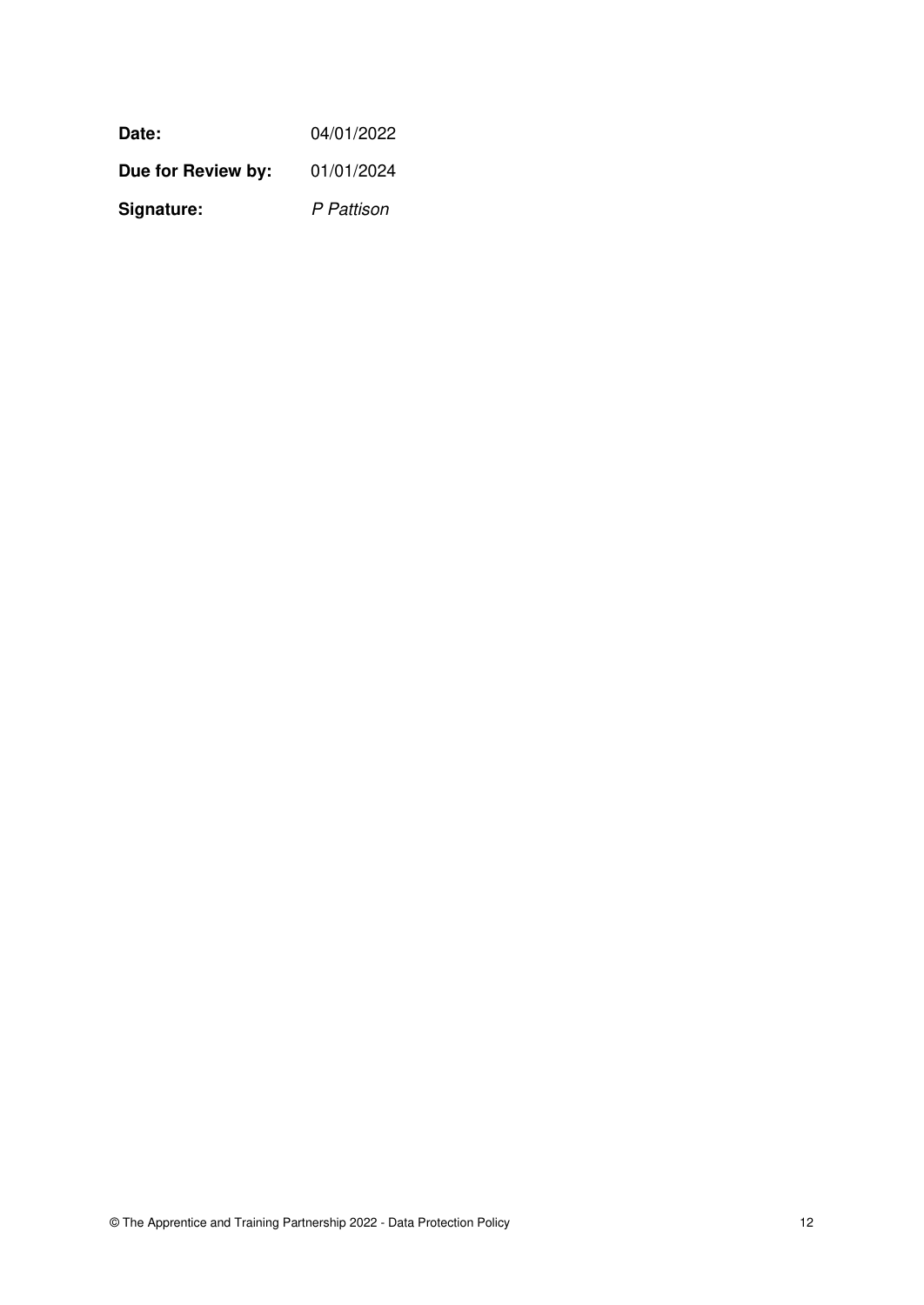| | |
|---|---|
| **Date:** | 04/01/2022 |
| **Due for Review by:** | 01/01/2024 |
| **Signature:** | *P Pattison* |